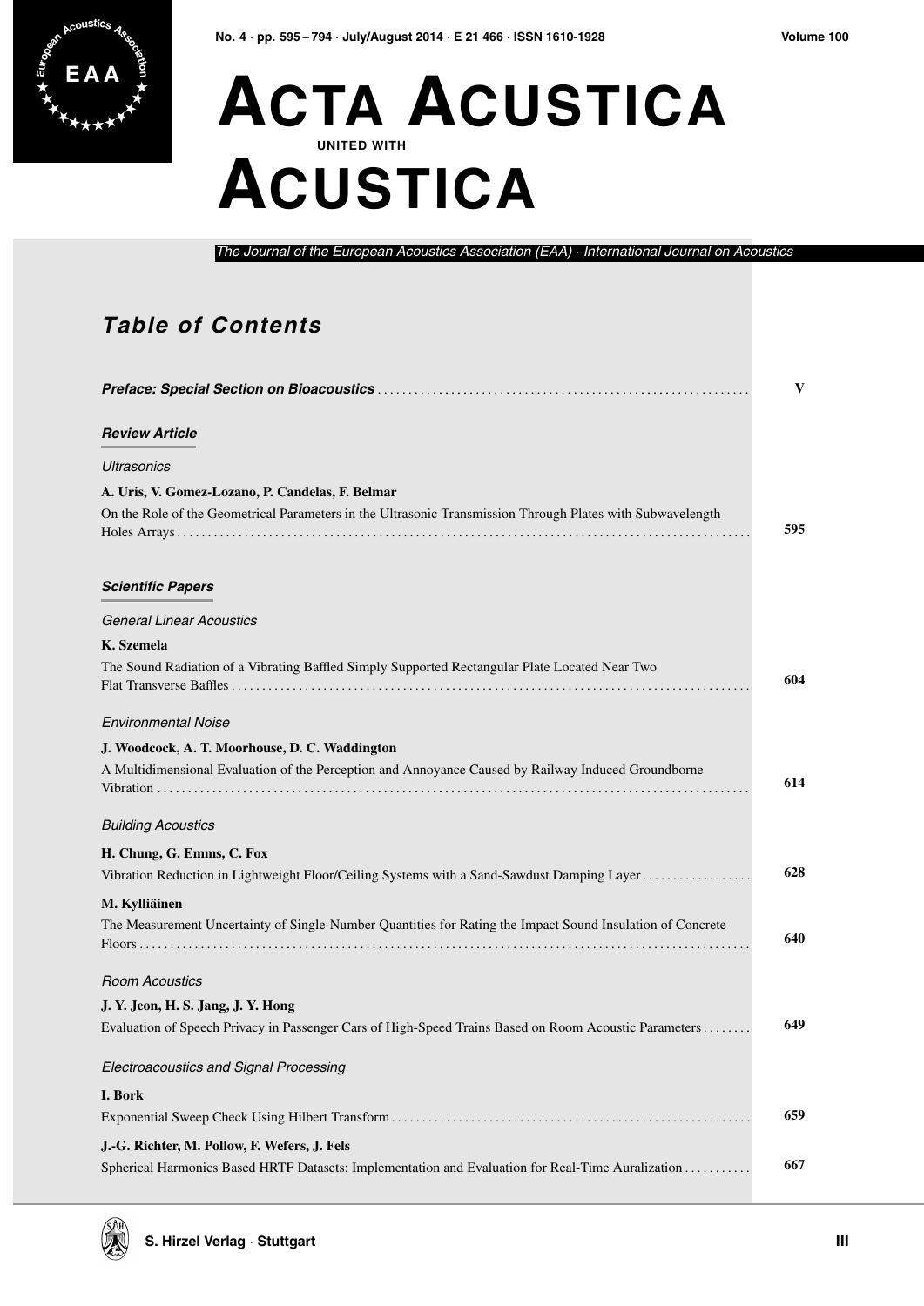# Acta Acustica united with Acustica

*The Journal of the European Acoustics Association (EAA) · International Journal on Acoustics*

## Table of Contents

***Preface: Special Section on Bioacoustics*** ..... V

### *Review Article*

*Ultrasonics*

**A. Uris, V. Gomez-Lozano, P. Candelas, F. Belmar**
On the Role of the Geometrical Parameters in the Ultrasonic Transmission Through Plates with Subwavelength Holes Arrays ..... 595

### *Scientific Papers*

*General Linear Acoustics*

**K. Szemela**
The Sound Radiation of a Vibrating Baffled Simply Supported Rectangular Plate Located Near Two Flat Transverse Baffles ..... 604

*Environmental Noise*

**J. Woodcock, A. T. Moorhouse, D. C. Waddington**
A Multidimensional Evaluation of the Perception and Annoyance Caused by Railway Induced Groundborne Vibration ..... 614

*Building Acoustics*

**H. Chung, G. Emms, C. Fox**
Vibration Reduction in Lightweight Floor/Ceiling Systems with a Sand-Sawdust Damping Layer ..... 628

**M. Kylliäinen**
The Measurement Uncertainty of Single-Number Quantities for Rating the Impact Sound Insulation of Concrete Floors ..... 640

*Room Acoustics*

**J. Y. Jeon, H. S. Jang, J. Y. Hong**
Evaluation of Speech Privacy in Passenger Cars of High-Speed Trains Based on Room Acoustic Parameters ..... 649

*Electroacoustics and Signal Processing*

**I. Bork**
Exponential Sweep Check Using Hilbert Transform ..... 659

**J.-G. Richter, M. Pollow, F. Wefers, J. Fels**
Spherical Harmonics Based HRTF Datasets: Implementation and Evaluation for Real-Time Auralization ..... 667

S. Hirzel Verlag · Stuttgart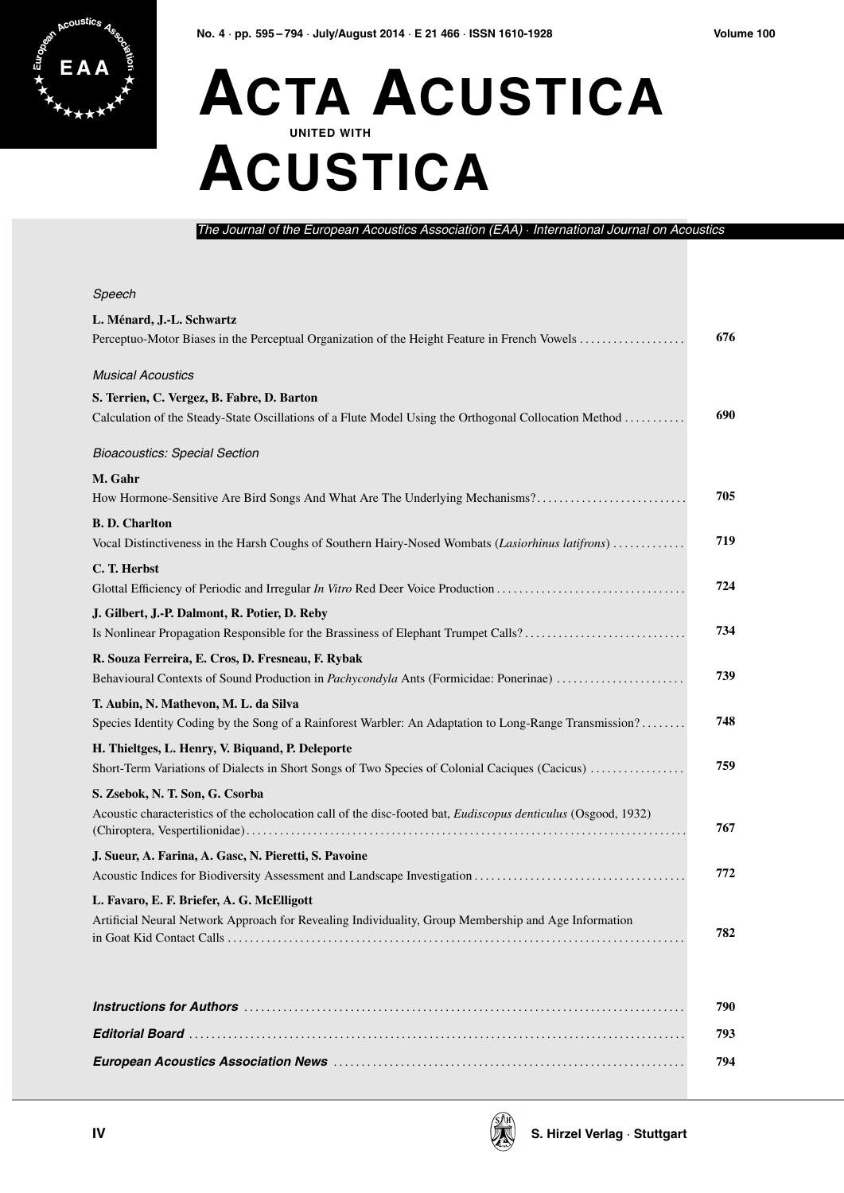# ACTA ACUSTICA UNITED WITH ACUSTICA

*The Journal of the European Acoustics Association (EAA) · International Journal on Acoustics*

*Speech*

**L. Ménard, J.-L. Schwartz**
Perceptuo-Motor Biases in the Perceptual Organization of the Height Feature in French Vowels .................. **676**

*Musical Acoustics*

**S. Terrien, C. Vergez, B. Fabre, D. Barton**
Calculation of the Steady-State Oscillations of a Flute Model Using the Orthogonal Collocation Method .......... **690**

*Bioacoustics: Special Section*

**M. Gahr**
How Hormone-Sensitive Are Bird Songs And What Are The Underlying Mechanisms? .......................... **705**

**B. D. Charlton**
Vocal Distinctiveness in the Harsh Coughs of Southern Hairy-Nosed Wombats (*Lasiorhinus latifrons*) ............ **719**

**C. T. Herbst**
Glottal Efficiency of Periodic and Irregular *In Vitro* Red Deer Voice Production ................................ **724**

**J. Gilbert, J.-P. Dalmont, R. Potier, D. Reby**
Is Nonlinear Propagation Responsible for the Brassiness of Elephant Trumpet Calls? ............................ **734**

**R. Souza Ferreira, E. Cros, D. Fresneau, F. Rybak**
Behavioural Contexts of Sound Production in *Pachycondyla* Ants (Formicidae: Ponerinae) ...................... **739**

**T. Aubin, N. Mathevon, M. L. da Silva**
Species Identity Coding by the Song of a Rainforest Warbler: An Adaptation to Long-Range Transmission? ........ **748**

**H. Thieltges, L. Henry, V. Biquand, P. Deleporte**
Short-Term Variations of Dialects in Short Songs of Two Species of Colonial Caciques (Cacicus) ................ **759**

**S. Zsebok, N. T. Son, G. Csorba**
Acoustic characteristics of the echolocation call of the disc-footed bat, *Eudiscopus denticulus* (Osgood, 1932) (Chiroptera, Vespertilionidae) .......................................................................... **767**

**J. Sueur, A. Farina, A. Gasc, N. Pieretti, S. Pavoine**
Acoustic Indices for Biodiversity Assessment and Landscape Investigation ..................................... **772**

**L. Favaro, E. F. Briefer, A. G. McElligott**
Artificial Neural Network Approach for Revealing Individuality, Group Membership and Age Information in Goat Kid Contact Calls ................................................................................. **782**

***Instructions for Authors*** ........................................................................... **790**

***Editorial Board*** ..................................................................................... **793**

***European Acoustics Association News*** ............................................................. **794**

S. Hirzel Verlag · Stuttgart